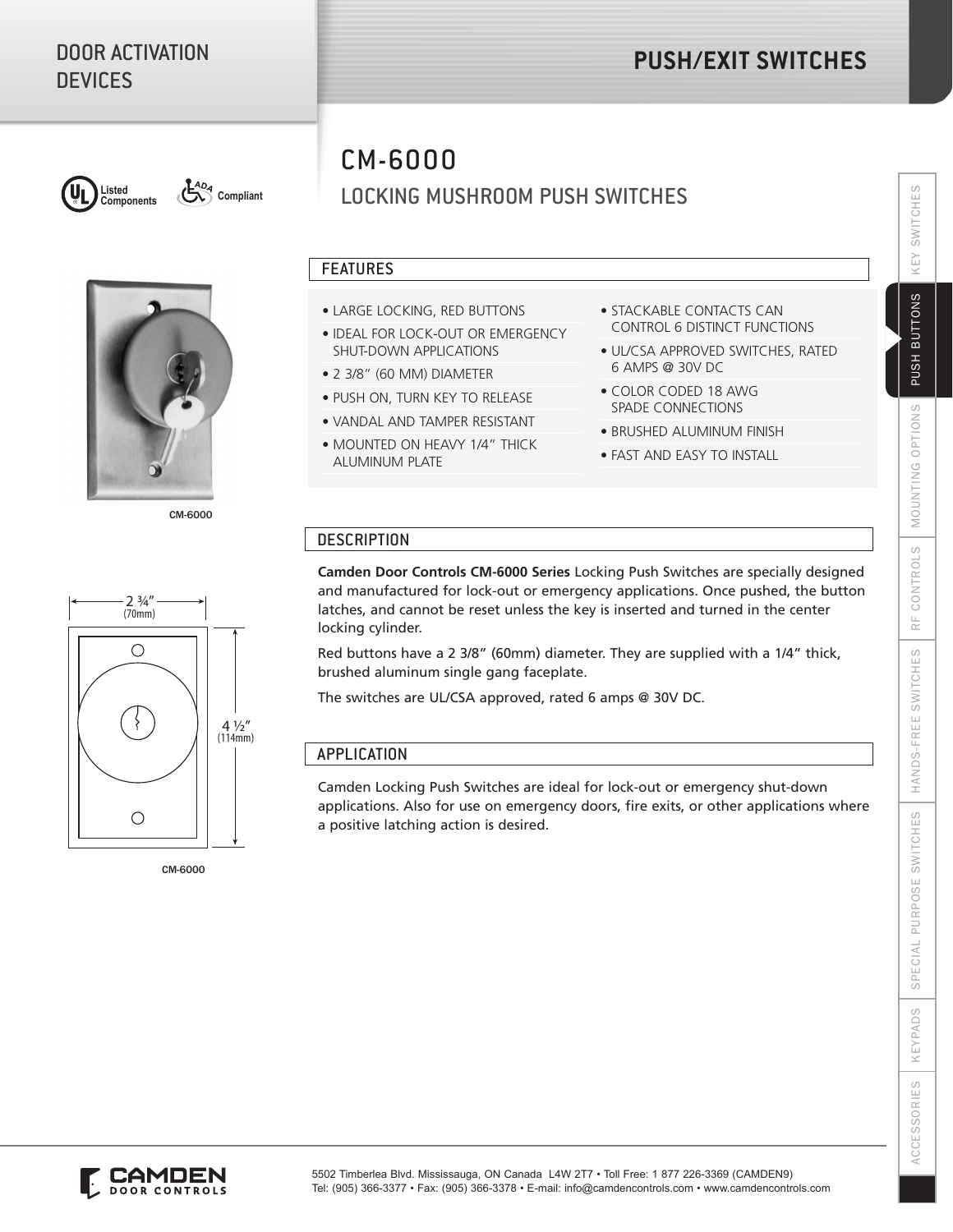DOOR ACTIVATION DEVICES

# PUSH/EXIT SWITCHES

Listed Components — ADA Compliant

## CM-6000

## LOCKING MUSHROOM PUSH SWITCHES

### FEATURES

- LARGE LOCKING, RED BUTTONS
- IDEAL FOR LOCK-OUT OR EMERGENCY SHUT-DOWN APPLICATIONS
- 2 3/8" (60 MM) DIAMETER
- PUSH ON, TURN KEY TO RELEASE
- VANDAL AND TAMPER RESISTANT
- MOUNTED ON HEAVY 1/4" THICK ALUMINUM PLATE
- STACKABLE CONTACTS CAN CONTROL 6 DISTINCT FUNCTIONS
- UL/CSA APPROVED SWITCHES, RATED 6 AMPS @ 30V DC
- COLOR CODED 18 AWG SPADE CONNECTIONS
- BRUSHED ALUMINUM FINISH
- FAST AND EASY TO INSTALL

CM-6000

### DESCRIPTION

**Camden Door Controls CM-6000 Series** Locking Push Switches are specially designed and manufactured for lock-out or emergency applications. Once pushed, the button latches, and cannot be reset unless the key is inserted and turned in the center locking cylinder.

Red buttons have a 2 3/8" (60mm) diameter. They are supplied with a 1/4" thick, brushed aluminum single gang faceplate.

The switches are UL/CSA approved, rated 6 amps @ 30V DC.

2 ¾" (70mm)

4 ½" (114mm)

CM-6000

### APPLICATION

Camden Locking Push Switches are ideal for lock-out or emergency shut-down applications. Also for use on emergency doors, fire exits, or other applications where a positive latching action is desired.

KEY SWITCHES | PUSH BUTTONS | MOUNTING OPTIONS | RF CONTROLS | HANDS-FREE SWITCHES | SPECIAL PURPOSE SWITCHES | KEYPADS | ACCESSORIES

CAMDEN DOOR CONTROLS

5502 Timberlea Blvd. Mississauga, ON Canada L4W 2T7 • Toll Free: 1 877 226-3369 (CAMDEN9)
Tel: (905) 366-3377 • Fax: (905) 366-3378 • E-mail: info@camdencontrols.com • www.camdencontrols.com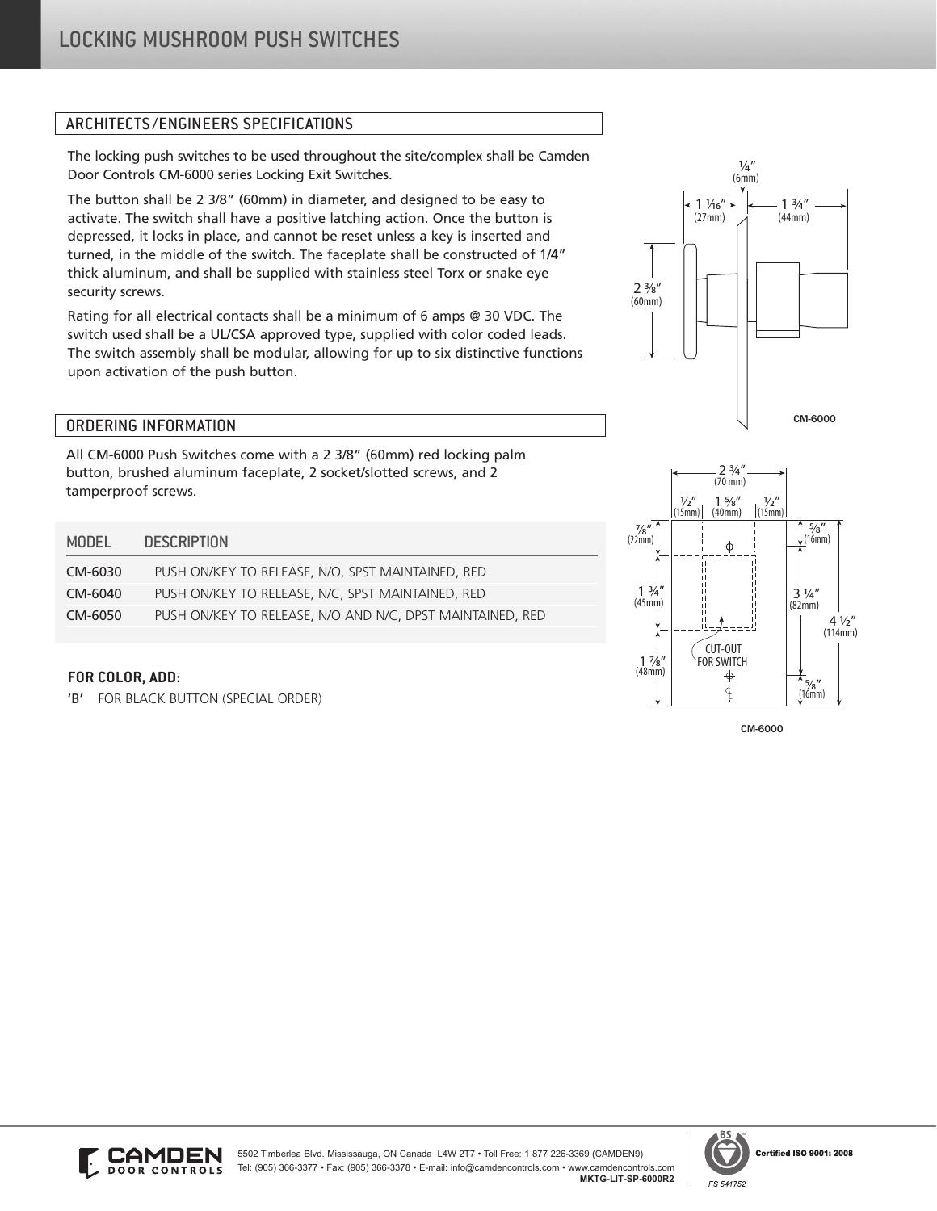# LOCKING MUSHROOM PUSH SWITCHES

## ARCHITECTS/ENGINEERS SPECIFICATIONS

The locking push switches to be used throughout the site/complex shall be Camden Door Controls CM-6000 series Locking Exit Switches.

The button shall be 2 3/8" (60mm) in diameter, and designed to be easy to activate. The switch shall have a positive latching action. Once the button is depressed, it locks in place, and cannot be reset unless a key is inserted and turned, in the middle of the switch. The faceplate shall be constructed of 1/4" thick aluminum, and shall be supplied with stainless steel Torx or snake eye security screws.

Rating for all electrical contacts shall be a minimum of 6 amps @ 30 VDC. The switch used shall be a UL/CSA approved type, supplied with color coded leads. The switch assembly shall be modular, allowing for up to six distinctive functions upon activation of the push button.

¼" (6mm)
1 1⁄16" (27mm)
1 ¾" (44mm)
2 ⅜" (60mm)
CM-6000

## ORDERING INFORMATION

All CM-6000 Push Switches come with a 2 3/8" (60mm) red locking palm button, brushed aluminum faceplate, 2 socket/slotted screws, and 2 tamperproof screws.

| MODEL | DESCRIPTION |
|---|---|
| CM-6030 | PUSH ON/KEY TO RELEASE, N/O, SPST MAINTAINED, RED |
| CM-6040 | PUSH ON/KEY TO RELEASE, N/C, SPST MAINTAINED, RED |
| CM-6050 | PUSH ON/KEY TO RELEASE, N/O AND N/C, DPST MAINTAINED, RED |

**FOR COLOR, ADD:**

'B' FOR BLACK BUTTON (SPECIAL ORDER)

2 ¾" (70 mm)
½" (15mm)
1 ⅝" (40mm)
½" (15mm)
⅞" (22mm)
1 ¾" (45mm)
1 ⅞" (48mm)
⅝" (16mm)
3 ¼" (82mm)
4 ½" (114mm)
⅝" (16mm)
CUT-OUT FOR SWITCH
CM-6000

5502 Timberlea Blvd. Mississauga, ON Canada L4W 2T7 • Toll Free: 1 877 226-3369 (CAMDEN9)
Tel: (905) 366-3377 • Fax: (905) 366-3378 • E-mail: info@camdencontrols.com • www.camdencontrols.com
MKTG-LIT-SP-6000R2

Certified ISO 9001: 2008
FS 541752